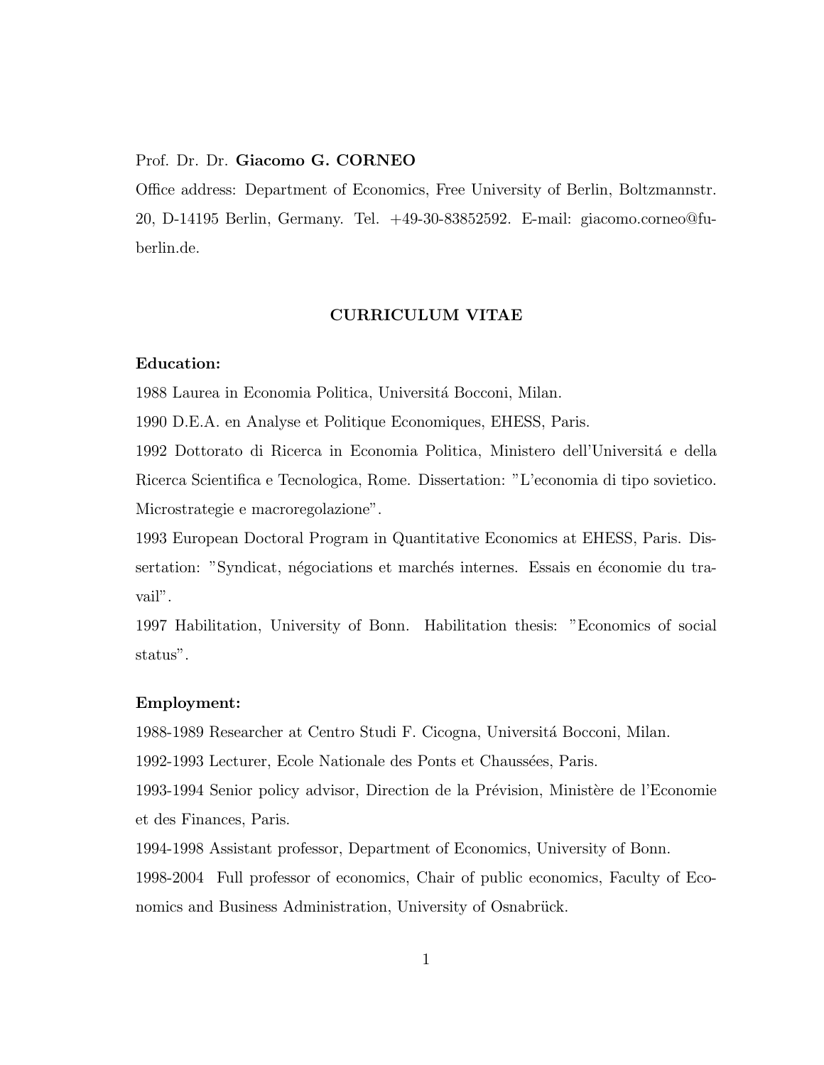Prof. Dr. Dr. **Giacomo G. CORNEO**

Office address: Department of Economics, Free University of Berlin, Boltzmannstr. 20, D-14195 Berlin, Germany. Tel. +49-30-83852592. E-mail: giacomo.corneo@fu-berlin.de.

# CURRICULUM VITAE

**Education:**

1988 Laurea in Economia Politica, Universitá Bocconi, Milan.

1990 D.E.A. en Analyse et Politique Economiques, EHESS, Paris.

1992 Dottorato di Ricerca in Economia Politica, Ministero dell'Universitá e della Ricerca Scientifica e Tecnologica, Rome. Dissertation: "L'economia di tipo sovietico. Microstrategie e macroregolazione".

1993 European Doctoral Program in Quantitative Economics at EHESS, Paris. Dissertation: "Syndicat, négociations et marchés internes. Essais en économie du travail".

1997 Habilitation, University of Bonn. Habilitation thesis: "Economics of social status".

**Employment:**

1988-1989 Researcher at Centro Studi F. Cicogna, Universitá Bocconi, Milan.

1992-1993 Lecturer, Ecole Nationale des Ponts et Chaussées, Paris.

1993-1994 Senior policy advisor, Direction de la Prévision, Ministère de l'Economie et des Finances, Paris.

1994-1998 Assistant professor, Department of Economics, University of Bonn.

1998-2004 Full professor of economics, Chair of public economics, Faculty of Economics and Business Administration, University of Osnabrück.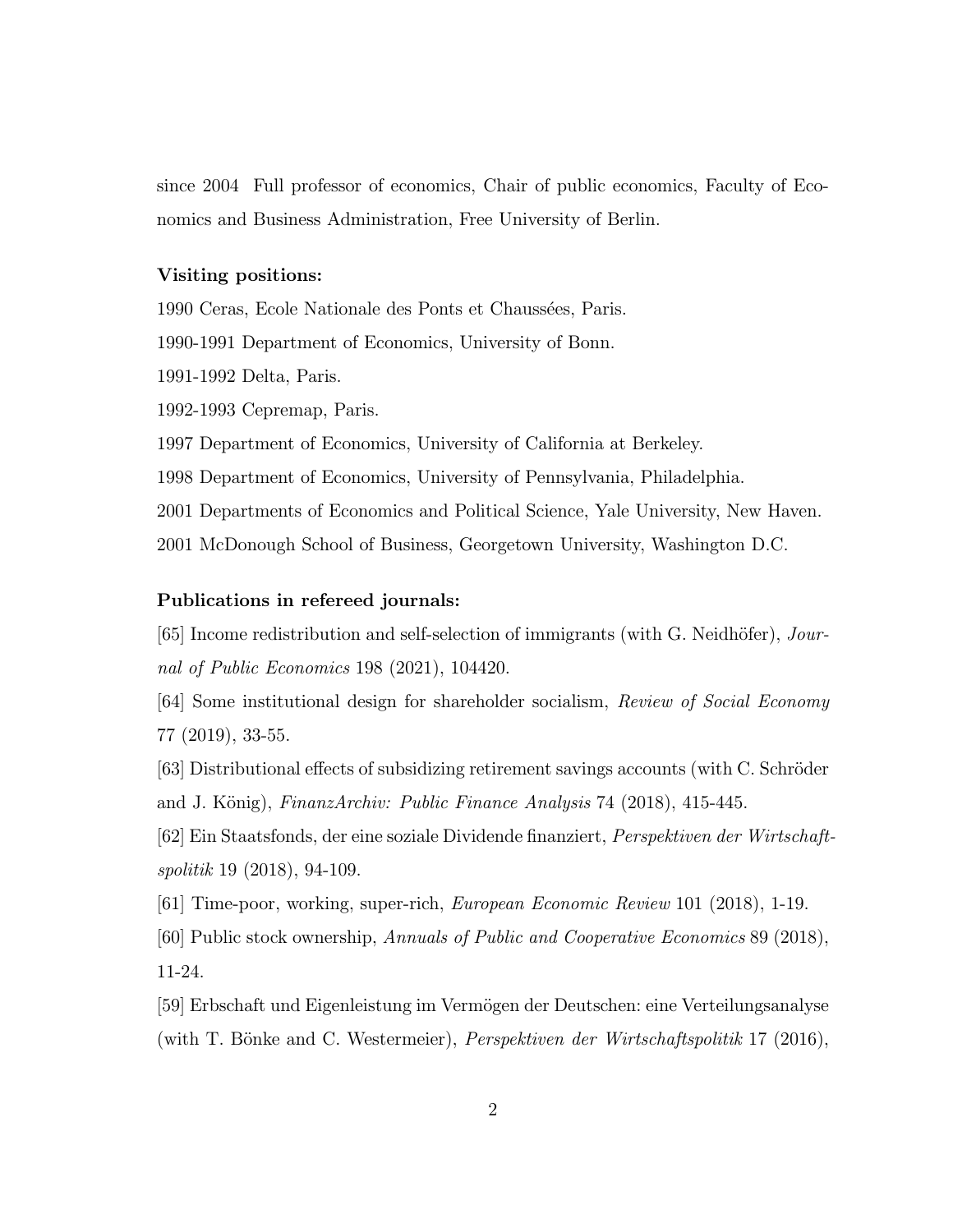since 2004 Full professor of economics, Chair of public economics, Faculty of Economics and Business Administration, Free University of Berlin.

**Visiting positions:**

1990 Ceras, Ecole Nationale des Ponts et Chaussées, Paris.

1990-1991 Department of Economics, University of Bonn.

1991-1992 Delta, Paris.

1992-1993 Cepremap, Paris.

1997 Department of Economics, University of California at Berkeley.

1998 Department of Economics, University of Pennsylvania, Philadelphia.

2001 Departments of Economics and Political Science, Yale University, New Haven.

2001 McDonough School of Business, Georgetown University, Washington D.C.

**Publications in refereed journals:**

[65] Income redistribution and self-selection of immigrants (with G. Neidhöfer), *Journal of Public Economics* 198 (2021), 104420.

[64] Some institutional design for shareholder socialism, *Review of Social Economy* 77 (2019), 33-55.

[63] Distributional effects of subsidizing retirement savings accounts (with C. Schröder and J. König), *FinanzArchiv: Public Finance Analysis* 74 (2018), 415-445.

[62] Ein Staatsfonds, der eine soziale Dividende finanziert, *Perspektiven der Wirtschaftspolitik* 19 (2018), 94-109.

[61] Time-poor, working, super-rich, *European Economic Review* 101 (2018), 1-19.

[60] Public stock ownership, *Annuals of Public and Cooperative Economics* 89 (2018), 11-24.

[59] Erbschaft und Eigenleistung im Vermögen der Deutschen: eine Verteilungsanalyse (with T. Bönke and C. Westermeier), *Perspektiven der Wirtschaftspolitik* 17 (2016),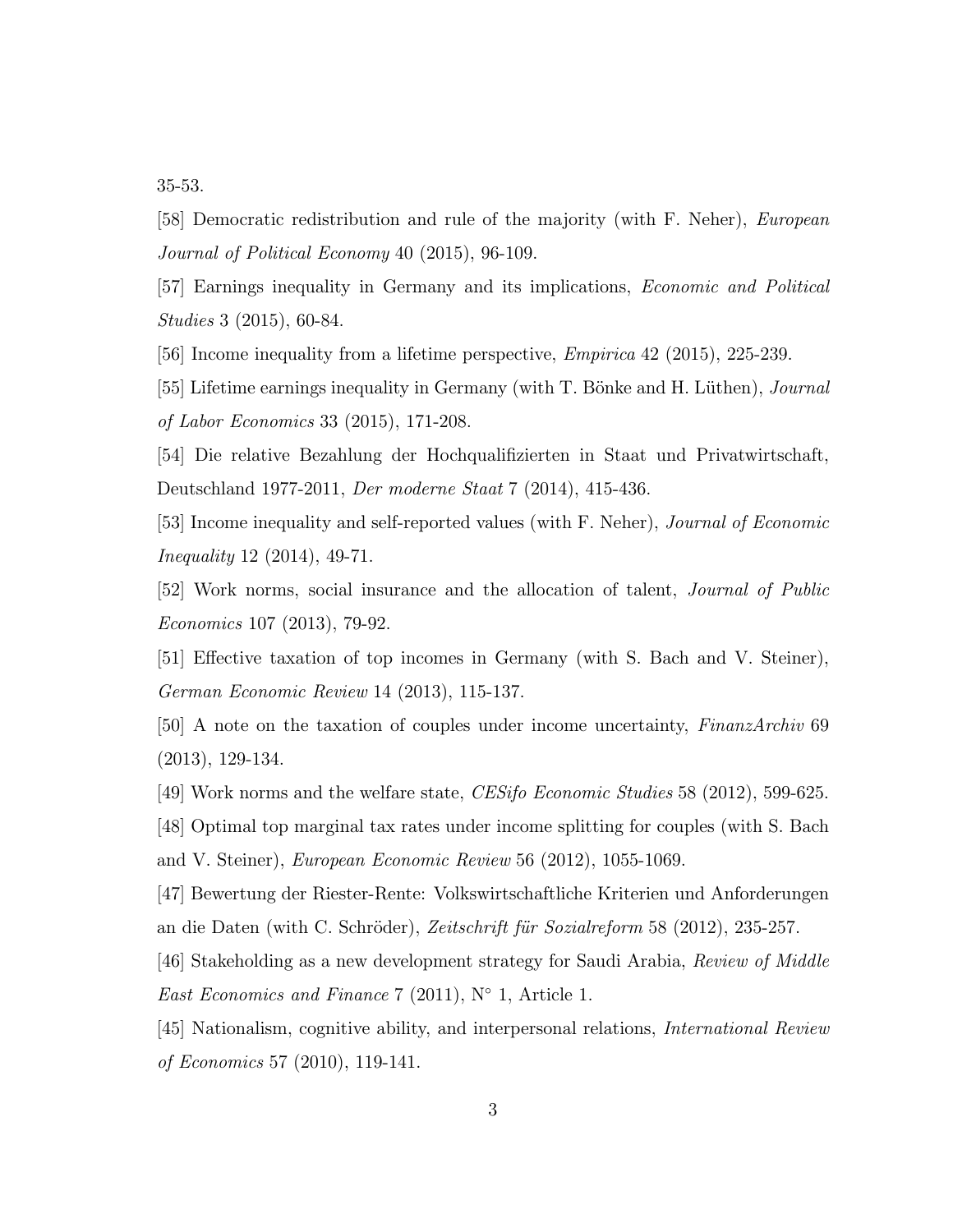35-53.

[58] Democratic redistribution and rule of the majority (with F. Neher), *European Journal of Political Economy* 40 (2015), 96-109.

[57] Earnings inequality in Germany and its implications, *Economic and Political Studies* 3 (2015), 60-84.

[56] Income inequality from a lifetime perspective, *Empirica* 42 (2015), 225-239.

[55] Lifetime earnings inequality in Germany (with T. Bönke and H. Lüthen), *Journal of Labor Economics* 33 (2015), 171-208.

[54] Die relative Bezahlung der Hochqualifizierten in Staat und Privatwirtschaft, Deutschland 1977-2011, *Der moderne Staat* 7 (2014), 415-436.

[53] Income inequality and self-reported values (with F. Neher), *Journal of Economic Inequality* 12 (2014), 49-71.

[52] Work norms, social insurance and the allocation of talent, *Journal of Public Economics* 107 (2013), 79-92.

[51] Effective taxation of top incomes in Germany (with S. Bach and V. Steiner), *German Economic Review* 14 (2013), 115-137.

[50] A note on the taxation of couples under income uncertainty, *FinanzArchiv* 69 (2013), 129-134.

[49] Work norms and the welfare state, *CESifo Economic Studies* 58 (2012), 599-625.

[48] Optimal top marginal tax rates under income splitting for couples (with S. Bach and V. Steiner), *European Economic Review* 56 (2012), 1055-1069.

[47] Bewertung der Riester-Rente: Volkswirtschaftliche Kriterien und Anforderungen an die Daten (with C. Schröder), *Zeitschrift für Sozialreform* 58 (2012), 235-257.

[46] Stakeholding as a new development strategy for Saudi Arabia, *Review of Middle East Economics and Finance* 7 (2011), N° 1, Article 1.

[45] Nationalism, cognitive ability, and interpersonal relations, *International Review of Economics* 57 (2010), 119-141.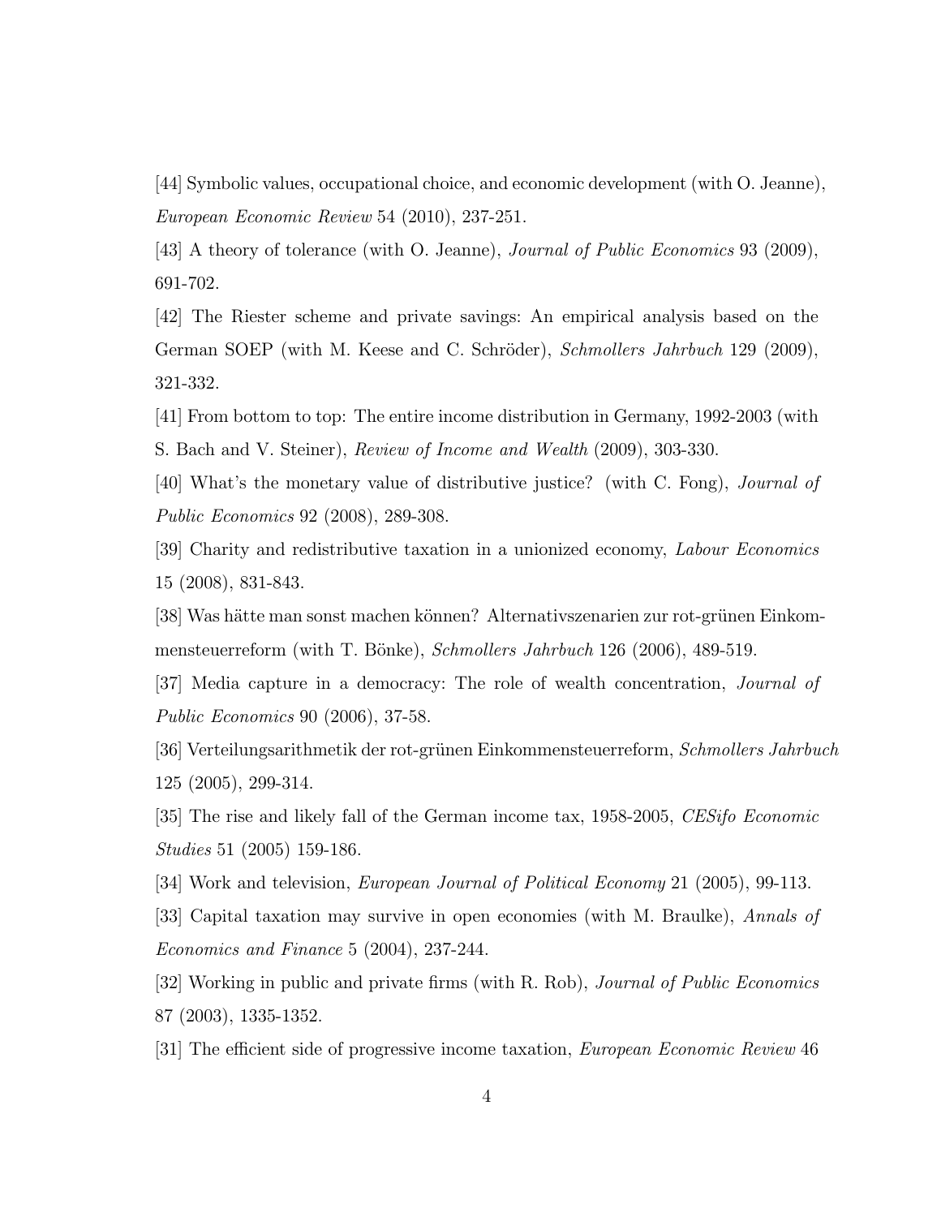[44] Symbolic values, occupational choice, and economic development (with O. Jeanne), *European Economic Review* 54 (2010), 237-251.

[43] A theory of tolerance (with O. Jeanne), *Journal of Public Economics* 93 (2009), 691-702.

[42] The Riester scheme and private savings: An empirical analysis based on the German SOEP (with M. Keese and C. Schröder), *Schmollers Jahrbuch* 129 (2009), 321-332.

[41] From bottom to top: The entire income distribution in Germany, 1992-2003 (with S. Bach and V. Steiner), *Review of Income and Wealth* (2009), 303-330.

[40] What's the monetary value of distributive justice? (with C. Fong), *Journal of Public Economics* 92 (2008), 289-308.

[39] Charity and redistributive taxation in a unionized economy, *Labour Economics* 15 (2008), 831-843.

[38] Was hätte man sonst machen können? Alternativszenarien zur rot-grünen Einkommensteuerreform (with T. Bönke), *Schmollers Jahrbuch* 126 (2006), 489-519.

[37] Media capture in a democracy: The role of wealth concentration, *Journal of Public Economics* 90 (2006), 37-58.

[36] Verteilungsarithmetik der rot-grünen Einkommensteuerreform, *Schmollers Jahrbuch* 125 (2005), 299-314.

[35] The rise and likely fall of the German income tax, 1958-2005, *CESifo Economic Studies* 51 (2005) 159-186.

[34] Work and television, *European Journal of Political Economy* 21 (2005), 99-113.

[33] Capital taxation may survive in open economies (with M. Braulke), *Annals of Economics and Finance* 5 (2004), 237-244.

[32] Working in public and private firms (with R. Rob), *Journal of Public Economics* 87 (2003), 1335-1352.

[31] The efficient side of progressive income taxation, *European Economic Review* 46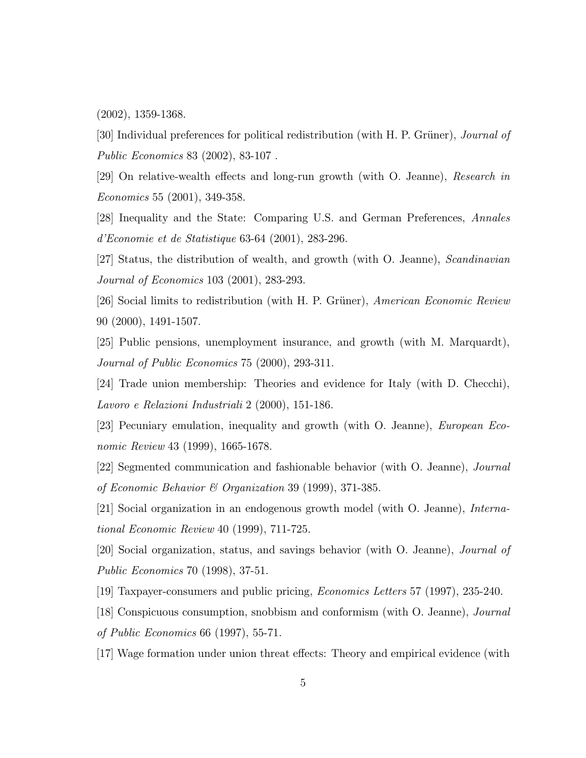(2002), 1359-1368.

[30] Individual preferences for political redistribution (with H. P. Grüner), *Journal of Public Economics* 83 (2002), 83-107 .

[29] On relative-wealth effects and long-run growth (with O. Jeanne), *Research in Economics* 55 (2001), 349-358.

[28] Inequality and the State: Comparing U.S. and German Preferences, *Annales d'Economie et de Statistique* 63-64 (2001), 283-296.

[27] Status, the distribution of wealth, and growth (with O. Jeanne), *Scandinavian Journal of Economics* 103 (2001), 283-293.

[26] Social limits to redistribution (with H. P. Grüner), *American Economic Review* 90 (2000), 1491-1507.

[25] Public pensions, unemployment insurance, and growth (with M. Marquardt), *Journal of Public Economics* 75 (2000), 293-311.

[24] Trade union membership: Theories and evidence for Italy (with D. Checchi), *Lavoro e Relazioni Industriali* 2 (2000), 151-186.

[23] Pecuniary emulation, inequality and growth (with O. Jeanne), *European Economic Review* 43 (1999), 1665-1678.

[22] Segmented communication and fashionable behavior (with O. Jeanne), *Journal of Economic Behavior & Organization* 39 (1999), 371-385.

[21] Social organization in an endogenous growth model (with O. Jeanne), *International Economic Review* 40 (1999), 711-725.

[20] Social organization, status, and savings behavior (with O. Jeanne), *Journal of Public Economics* 70 (1998), 37-51.

[19] Taxpayer-consumers and public pricing, *Economics Letters* 57 (1997), 235-240.

[18] Conspicuous consumption, snobbism and conformism (with O. Jeanne), *Journal of Public Economics* 66 (1997), 55-71.

[17] Wage formation under union threat effects: Theory and empirical evidence (with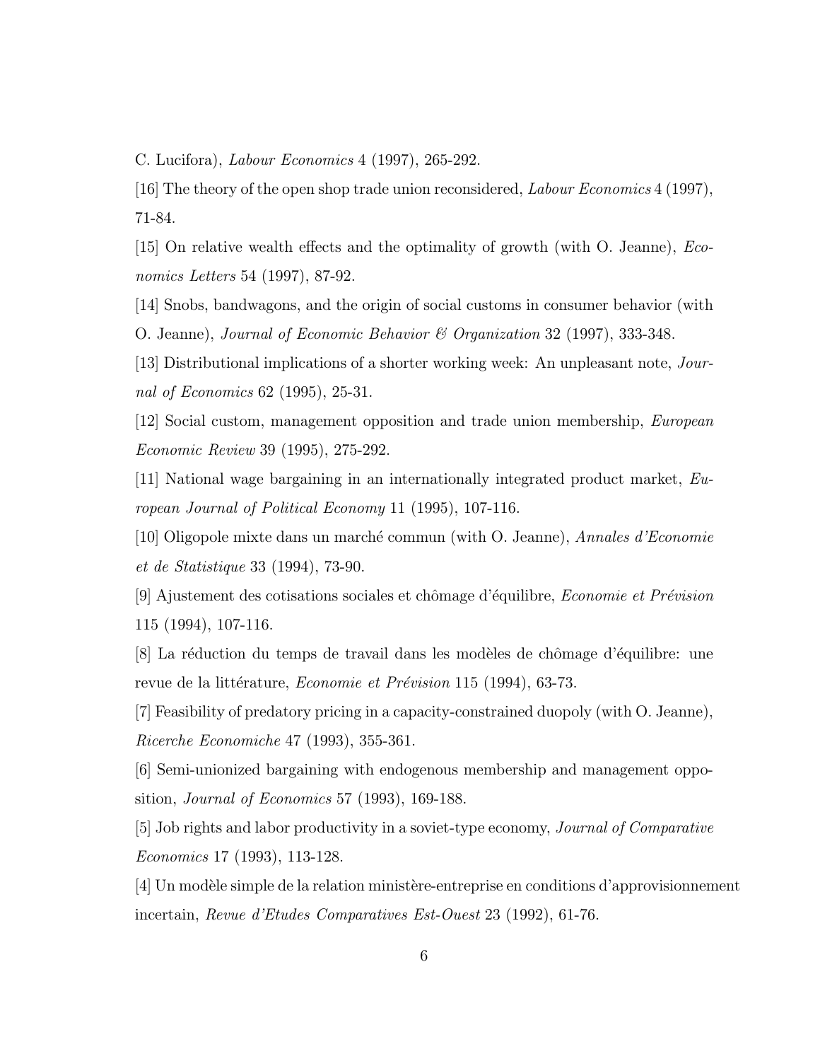C. Lucifora), *Labour Economics* 4 (1997), 265-292.

[16] The theory of the open shop trade union reconsidered, *Labour Economics* 4 (1997), 71-84.

[15] On relative wealth effects and the optimality of growth (with O. Jeanne), *Economics Letters* 54 (1997), 87-92.

[14] Snobs, bandwagons, and the origin of social customs in consumer behavior (with O. Jeanne), *Journal of Economic Behavior & Organization* 32 (1997), 333-348.

[13] Distributional implications of a shorter working week: An unpleasant note, *Journal of Economics* 62 (1995), 25-31.

[12] Social custom, management opposition and trade union membership, *European Economic Review* 39 (1995), 275-292.

[11] National wage bargaining in an internationally integrated product market, *European Journal of Political Economy* 11 (1995), 107-116.

[10] Oligopole mixte dans un marché commun (with O. Jeanne), *Annales d'Economie et de Statistique* 33 (1994), 73-90.

[9] Ajustement des cotisations sociales et chômage d'équilibre, *Economie et Prévision* 115 (1994), 107-116.

[8] La réduction du temps de travail dans les modèles de chômage d'équilibre: une revue de la littérature, *Economie et Prévision* 115 (1994), 63-73.

[7] Feasibility of predatory pricing in a capacity-constrained duopoly (with O. Jeanne), *Ricerche Economiche* 47 (1993), 355-361.

[6] Semi-unionized bargaining with endogenous membership and management opposition, *Journal of Economics* 57 (1993), 169-188.

[5] Job rights and labor productivity in a soviet-type economy, *Journal of Comparative Economics* 17 (1993), 113-128.

[4] Un modèle simple de la relation ministère-entreprise en conditions d'approvisionnement incertain, *Revue d'Etudes Comparatives Est-Ouest* 23 (1992), 61-76.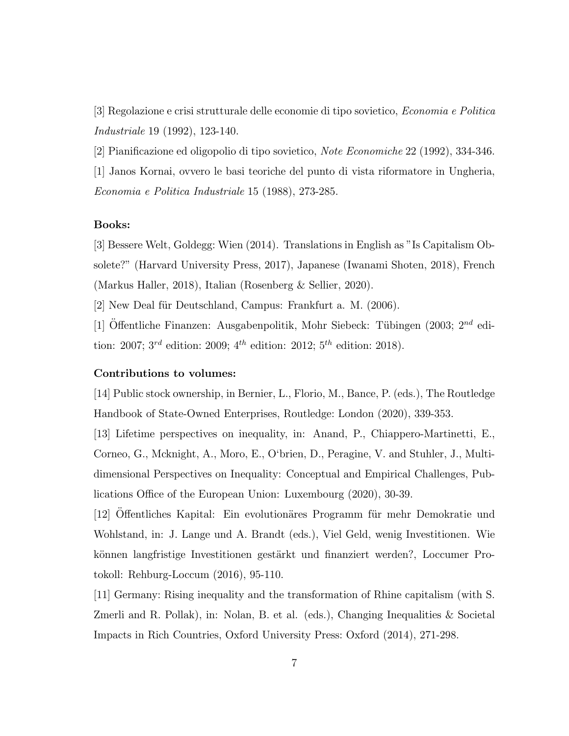[3] Regolazione e crisi strutturale delle economie di tipo sovietico, *Economia e Politica Industriale* 19 (1992), 123-140.

[2] Pianificazione ed oligopolio di tipo sovietico, *Note Economiche* 22 (1992), 334-346.

[1] Janos Kornai, ovvero le basi teoriche del punto di vista riformatore in Ungheria, *Economia e Politica Industriale* 15 (1988), 273-285.

**Books:**

[3] Bessere Welt, Goldegg: Wien (2014). Translations in English as "Is Capitalism Obsolete?" (Harvard University Press, 2017), Japanese (Iwanami Shoten, 2018), French (Markus Haller, 2018), Italian (Rosenberg & Sellier, 2020).

[2] New Deal für Deutschland, Campus: Frankfurt a. M. (2006).

[1] Öffentliche Finanzen: Ausgabenpolitik, Mohr Siebeck: Tübingen (2003; $2^{nd}$ edition: 2007; $3^{rd}$ edition: 2009; $4^{th}$ edition: 2012; $5^{th}$ edition: 2018).

**Contributions to volumes:**

[14] Public stock ownership, in Bernier, L., Florio, M., Bance, P. (eds.), The Routledge Handbook of State-Owned Enterprises, Routledge: London (2020), 339-353.

[13] Lifetime perspectives on inequality, in: Anand, P., Chiappero-Martinetti, E., Corneo, G., Mcknight, A., Moro, E., O'brien, D., Peragine, V. and Stuhler, J., Multidimensional Perspectives on Inequality: Conceptual and Empirical Challenges, Publications Office of the European Union: Luxembourg (2020), 30-39.

[12] Öffentliches Kapital: Ein evolutionäres Programm für mehr Demokratie und Wohlstand, in: J. Lange und A. Brandt (eds.), Viel Geld, wenig Investitionen. Wie können langfristige Investitionen gestärkt und finanziert werden?, Loccumer Protokoll: Rehburg-Loccum (2016), 95-110.

[11] Germany: Rising inequality and the transformation of Rhine capitalism (with S. Zmerli and R. Pollak), in: Nolan, B. et al. (eds.), Changing Inequalities & Societal Impacts in Rich Countries, Oxford University Press: Oxford (2014), 271-298.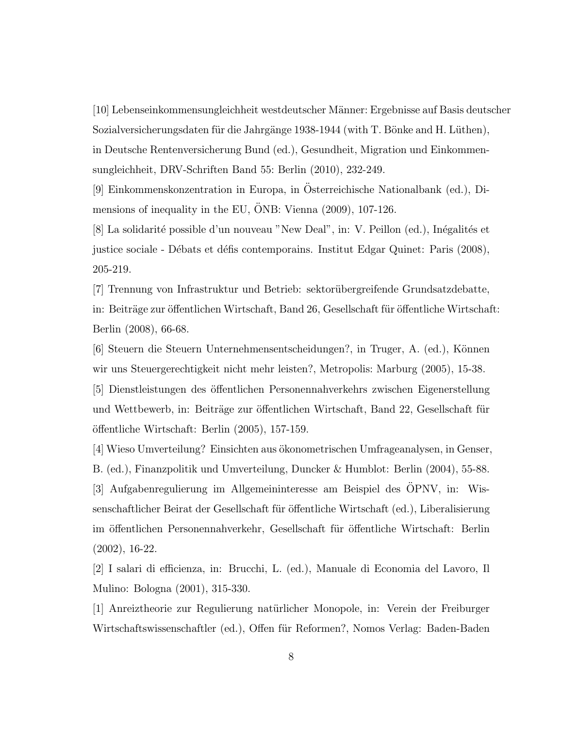[10] Lebenseinkommensungleichheit westdeutscher Männer: Ergebnisse auf Basis deutscher Sozialversicherungsdaten für die Jahrgänge 1938-1944 (with T. Bönke and H. Lüthen), in Deutsche Rentenversicherung Bund (ed.), Gesundheit, Migration und Einkommensungleichheit, DRV-Schriften Band 55: Berlin (2010), 232-249.

[9] Einkommenskonzentration in Europa, in Österreichische Nationalbank (ed.), Dimensions of inequality in the EU, ÖNB: Vienna (2009), 107-126.

[8] La solidarité possible d'un nouveau "New Deal", in: V. Peillon (ed.), Inégalités et justice sociale - Débats et défis contemporains. Institut Edgar Quinet: Paris (2008), 205-219.

[7] Trennung von Infrastruktur und Betrieb: sektorübergreifende Grundsatzdebatte, in: Beiträge zur öffentlichen Wirtschaft, Band 26, Gesellschaft für öffentliche Wirtschaft: Berlin (2008), 66-68.

[6] Steuern die Steuern Unternehmensentscheidungen?, in Truger, A. (ed.), Können wir uns Steuergerechtigkeit nicht mehr leisten?, Metropolis: Marburg (2005), 15-38.

[5] Dienstleistungen des öffentlichen Personennahverkehrs zwischen Eigenerstellung und Wettbewerb, in: Beiträge zur öffentlichen Wirtschaft, Band 22, Gesellschaft für öffentliche Wirtschaft: Berlin (2005), 157-159.

[4] Wieso Umverteilung? Einsichten aus ökonometrischen Umfrageanalysen, in Genser, B. (ed.), Finanzpolitik und Umverteilung, Duncker & Humblot: Berlin (2004), 55-88.

[3] Aufgabenregulierung im Allgemeininteresse am Beispiel des ÖPNV, in: Wissenschaftlicher Beirat der Gesellschaft für öffentliche Wirtschaft (ed.), Liberalisierung im öffentlichen Personennahverkehr, Gesellschaft für öffentliche Wirtschaft: Berlin (2002), 16-22.

[2] I salari di efficienza, in: Brucchi, L. (ed.), Manuale di Economia del Lavoro, Il Mulino: Bologna (2001), 315-330.

[1] Anreiztheorie zur Regulierung natürlicher Monopole, in: Verein der Freiburger Wirtschaftswissenschaftler (ed.), Offen für Reformen?, Nomos Verlag: Baden-Baden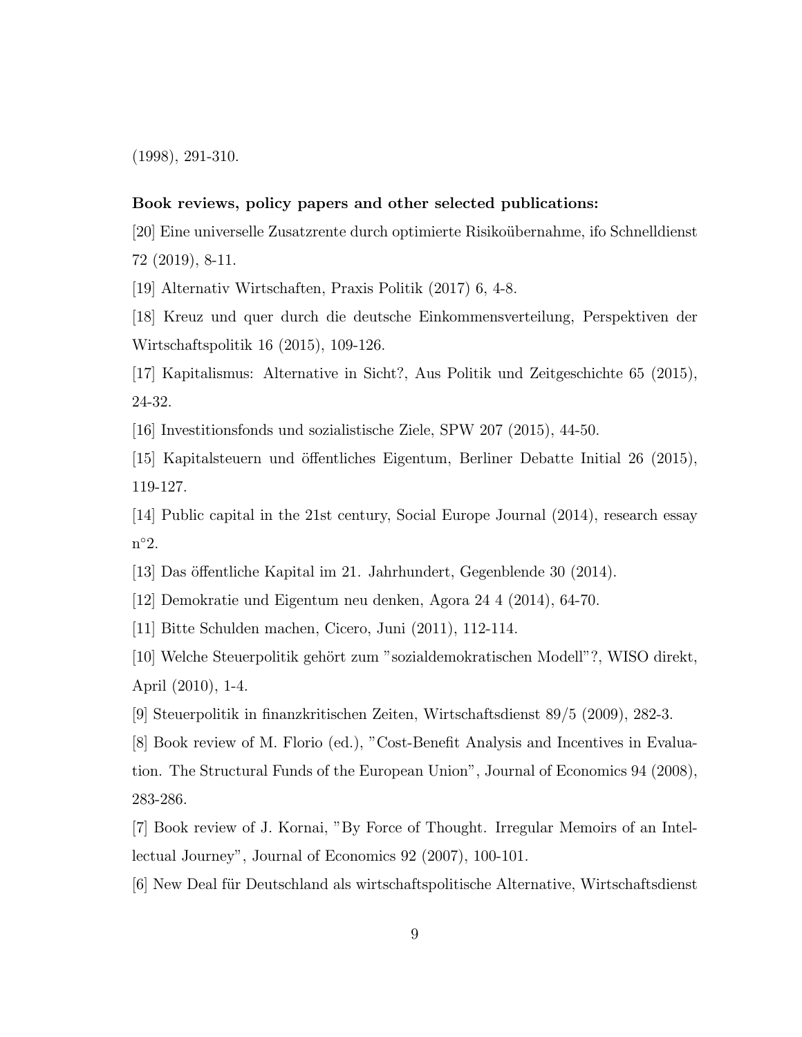(1998), 291-310.

**Book reviews, policy papers and other selected publications:**

[20] Eine universelle Zusatzrente durch optimierte Risikoübernahme, ifo Schnelldienst 72 (2019), 8-11.

[19] Alternativ Wirtschaften, Praxis Politik (2017) 6, 4-8.

[18] Kreuz und quer durch die deutsche Einkommensverteilung, Perspektiven der Wirtschaftspolitik 16 (2015), 109-126.

[17] Kapitalismus: Alternative in Sicht?, Aus Politik und Zeitgeschichte 65 (2015), 24-32.

[16] Investitionsfonds und sozialistische Ziele, SPW 207 (2015), 44-50.

[15] Kapitalsteuern und öffentliches Eigentum, Berliner Debatte Initial 26 (2015), 119-127.

[14] Public capital in the 21st century, Social Europe Journal (2014), research essay n°2.

[13] Das öffentliche Kapital im 21. Jahrhundert, Gegenblende 30 (2014).

[12] Demokratie und Eigentum neu denken, Agora 24 4 (2014), 64-70.

[11] Bitte Schulden machen, Cicero, Juni (2011), 112-114.

[10] Welche Steuerpolitik gehört zum "sozialdemokratischen Modell"?, WISO direkt, April (2010), 1-4.

[9] Steuerpolitik in finanzkritischen Zeiten, Wirtschaftsdienst 89/5 (2009), 282-3.

[8] Book review of M. Florio (ed.), "Cost-Benefit Analysis and Incentives in Evaluation. The Structural Funds of the European Union", Journal of Economics 94 (2008), 283-286.

[7] Book review of J. Kornai, "By Force of Thought. Irregular Memoirs of an Intellectual Journey", Journal of Economics 92 (2007), 100-101.

[6] New Deal für Deutschland als wirtschaftspolitische Alternative, Wirtschaftsdienst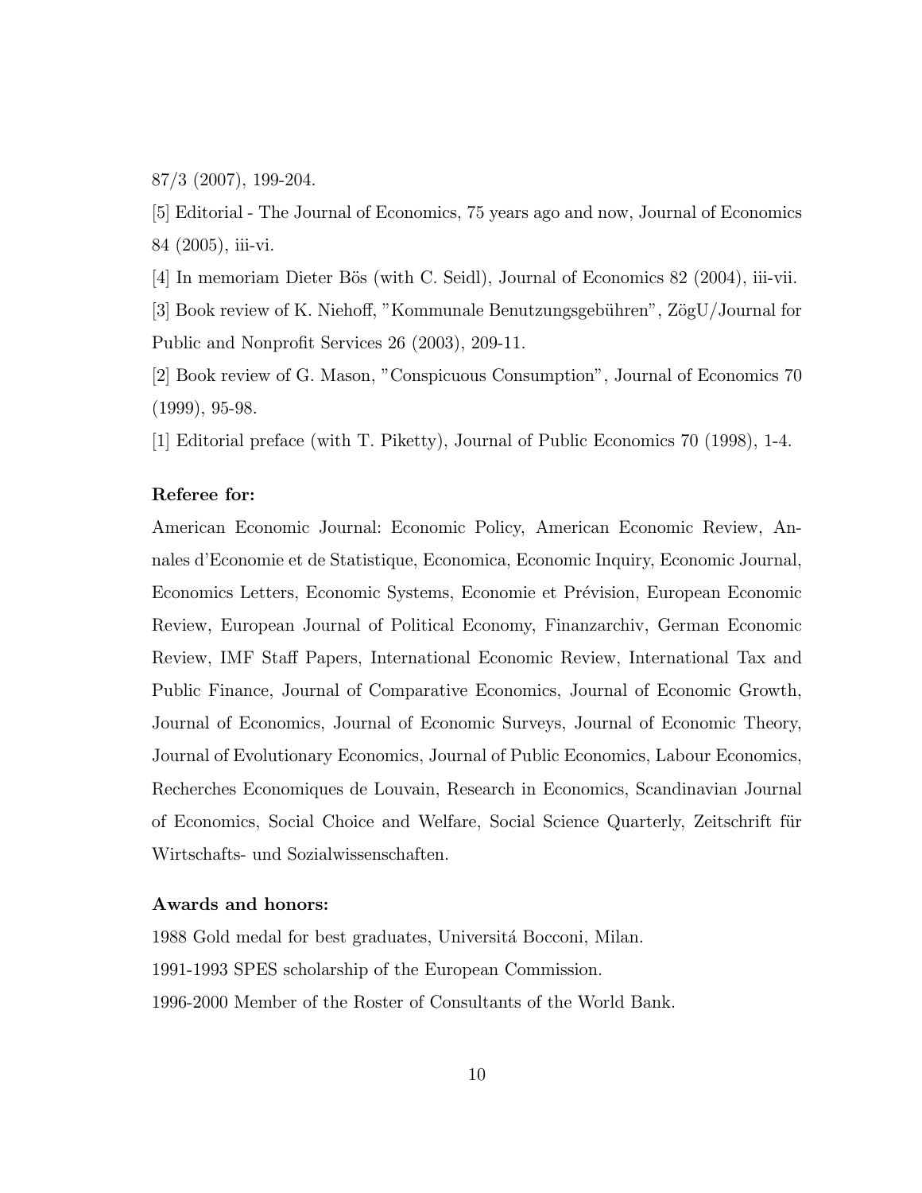87/3 (2007), 199-204.

[5] Editorial - The Journal of Economics, 75 years ago and now, Journal of Economics 84 (2005), iii-vi.

[4] In memoriam Dieter Bös (with C. Seidl), Journal of Economics 82 (2004), iii-vii.

[3] Book review of K. Niehoff, "Kommunale Benutzungsgebühren", ZögU/Journal for Public and Nonprofit Services 26 (2003), 209-11.

[2] Book review of G. Mason, "Conspicuous Consumption", Journal of Economics 70 (1999), 95-98.

[1] Editorial preface (with T. Piketty), Journal of Public Economics 70 (1998), 1-4.

**Referee for:**

American Economic Journal: Economic Policy, American Economic Review, Annales d'Economie et de Statistique, Economica, Economic Inquiry, Economic Journal, Economics Letters, Economic Systems, Economie et Prévision, European Economic Review, European Journal of Political Economy, Finanzarchiv, German Economic Review, IMF Staff Papers, International Economic Review, International Tax and Public Finance, Journal of Comparative Economics, Journal of Economic Growth, Journal of Economics, Journal of Economic Surveys, Journal of Economic Theory, Journal of Evolutionary Economics, Journal of Public Economics, Labour Economics, Recherches Economiques de Louvain, Research in Economics, Scandinavian Journal of Economics, Social Choice and Welfare, Social Science Quarterly, Zeitschrift für Wirtschafts- und Sozialwissenschaften.

**Awards and honors:**

1988 Gold medal for best graduates, Universitá Bocconi, Milan.

1991-1993 SPES scholarship of the European Commission.

1996-2000 Member of the Roster of Consultants of the World Bank.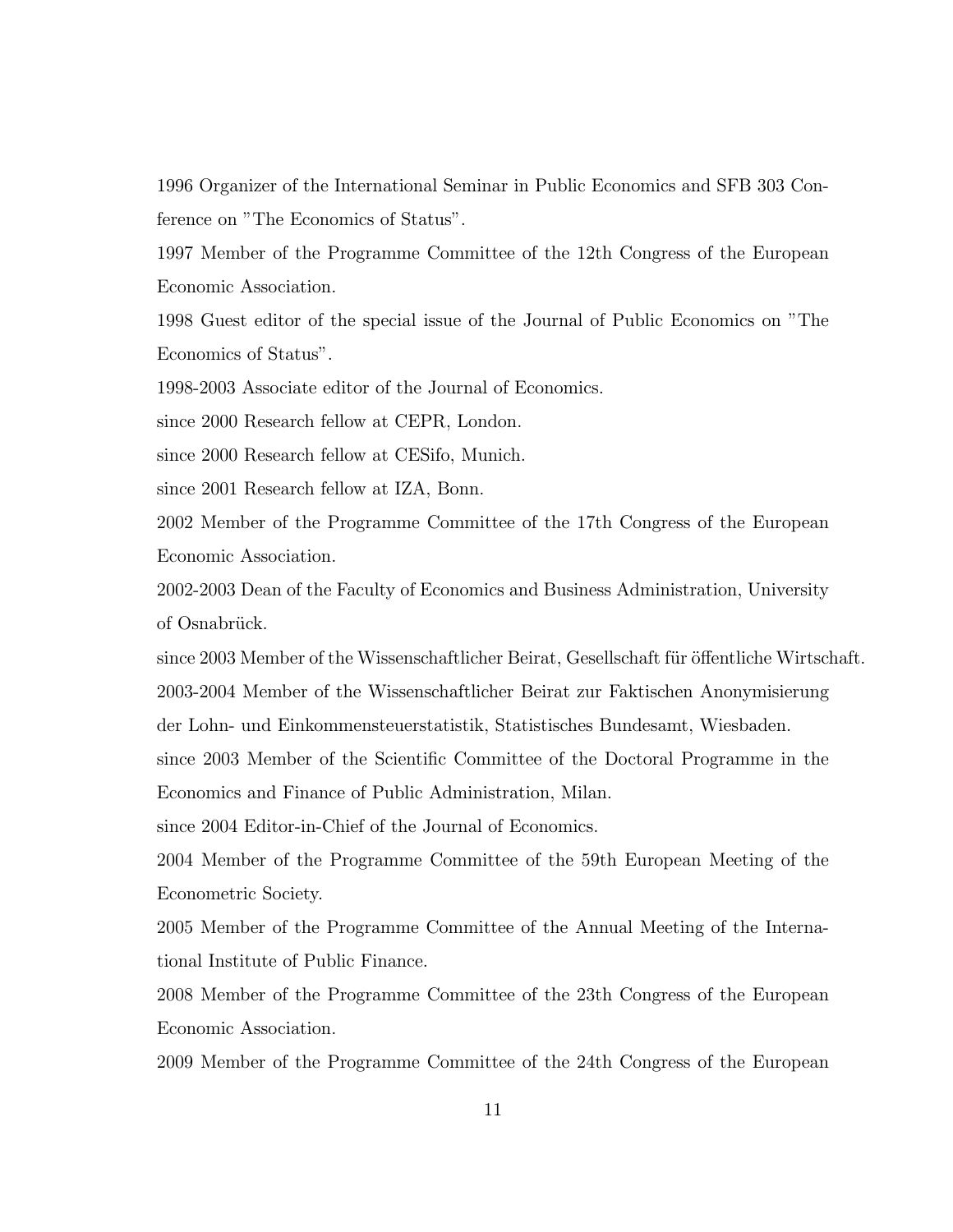1996 Organizer of the International Seminar in Public Economics and SFB 303 Conference on "The Economics of Status".

1997 Member of the Programme Committee of the 12th Congress of the European Economic Association.

1998 Guest editor of the special issue of the Journal of Public Economics on "The Economics of Status".

1998-2003 Associate editor of the Journal of Economics.

since 2000 Research fellow at CEPR, London.

since 2000 Research fellow at CESifo, Munich.

since 2001 Research fellow at IZA, Bonn.

2002 Member of the Programme Committee of the 17th Congress of the European Economic Association.

2002-2003 Dean of the Faculty of Economics and Business Administration, University of Osnabrück.

since 2003 Member of the Wissenschaftlicher Beirat, Gesellschaft für öffentliche Wirtschaft.

2003-2004 Member of the Wissenschaftlicher Beirat zur Faktischen Anonymisierung der Lohn- und Einkommensteuerstatistik, Statistisches Bundesamt, Wiesbaden.

since 2003 Member of the Scientific Committee of the Doctoral Programme in the Economics and Finance of Public Administration, Milan.

since 2004 Editor-in-Chief of the Journal of Economics.

2004 Member of the Programme Committee of the 59th European Meeting of the Econometric Society.

2005 Member of the Programme Committee of the Annual Meeting of the International Institute of Public Finance.

2008 Member of the Programme Committee of the 23th Congress of the European Economic Association.

2009 Member of the Programme Committee of the 24th Congress of the European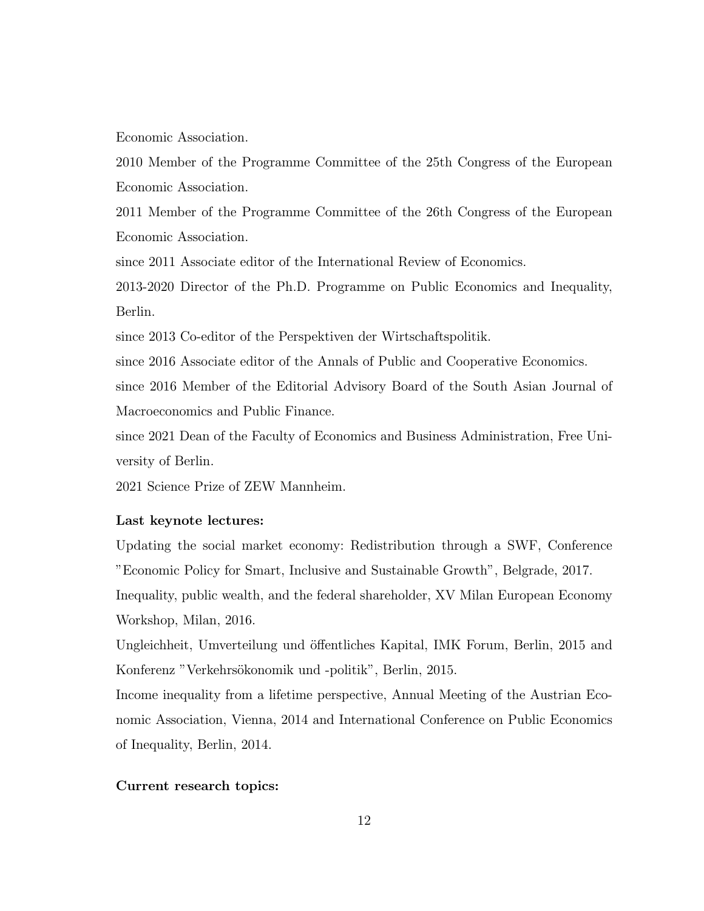Economic Association.

2010 Member of the Programme Committee of the 25th Congress of the European Economic Association.

2011 Member of the Programme Committee of the 26th Congress of the European Economic Association.

since 2011 Associate editor of the International Review of Economics.

2013-2020 Director of the Ph.D. Programme on Public Economics and Inequality, Berlin.

since 2013 Co-editor of the Perspektiven der Wirtschaftspolitik.

since 2016 Associate editor of the Annals of Public and Cooperative Economics.

since 2016 Member of the Editorial Advisory Board of the South Asian Journal of Macroeconomics and Public Finance.

since 2021 Dean of the Faculty of Economics and Business Administration, Free University of Berlin.

2021 Science Prize of ZEW Mannheim.

**Last keynote lectures:**

Updating the social market economy: Redistribution through a SWF, Conference "Economic Policy for Smart, Inclusive and Sustainable Growth", Belgrade, 2017.

Inequality, public wealth, and the federal shareholder, XV Milan European Economy Workshop, Milan, 2016.

Ungleichheit, Umverteilung und öffentliches Kapital, IMK Forum, Berlin, 2015 and Konferenz "Verkehrsökonomik und -politik", Berlin, 2015.

Income inequality from a lifetime perspective, Annual Meeting of the Austrian Economic Association, Vienna, 2014 and International Conference on Public Economics of Inequality, Berlin, 2014.

**Current research topics:**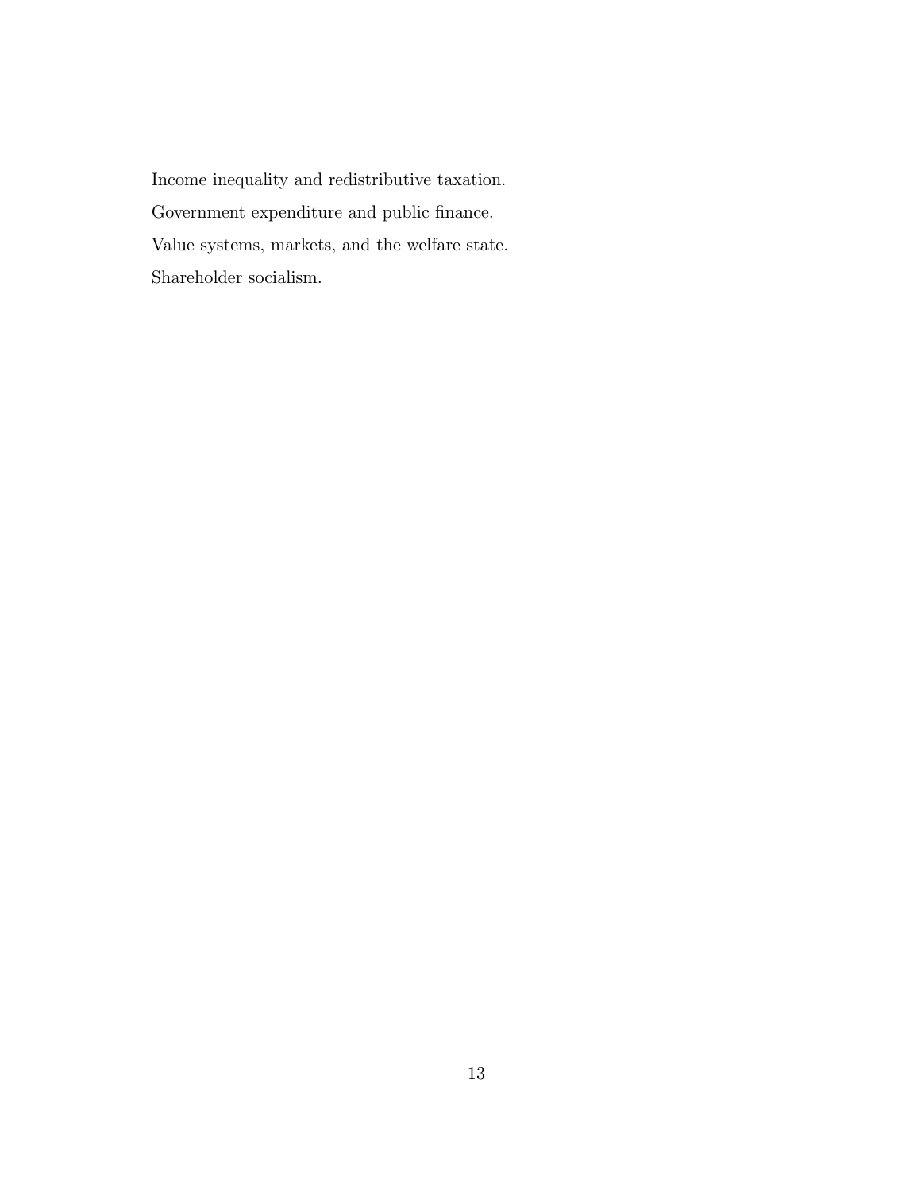Income inequality and redistributive taxation.

Government expenditure and public finance.

Value systems, markets, and the welfare state.

Shareholder socialism.